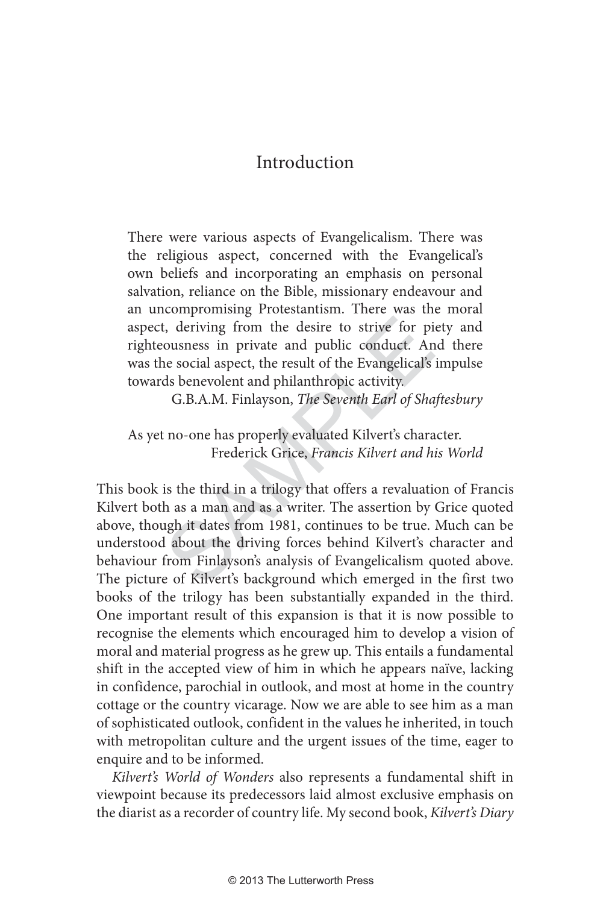# Introduction

> There were various aspects of Evangelicalism. There was the religious aspect, concerned with the Evangelical's own beliefs and incorporating an emphasis on personal salvation, reliance on the Bible, missionary endeavour and an uncompromising Protestantism. There was the moral aspect, deriving from the desire to strive for piety and righteousness in private and public conduct. And there was the social aspect, the result of the Evangelical's impulse towards benevolent and philanthropic activity.
>
> G.B.A.M. Finlayson, *The Seventh Earl of Shaftesbury*

> As yet no-one has properly evaluated Kilvert's character.
>
> Frederick Grice, *Francis Kilvert and his World*

This book is the third in a trilogy that offers a revaluation of Francis Kilvert both as a man and as a writer. The assertion by Grice quoted above, though it dates from 1981, continues to be true. Much can be understood about the driving forces behind Kilvert's character and behaviour from Finlayson's analysis of Evangelicalism quoted above. The picture of Kilvert's background which emerged in the first two books of the trilogy has been substantially expanded in the third. One important result of this expansion is that it is now possible to recognise the elements which encouraged him to develop a vision of moral and material progress as he grew up. This entails a fundamental shift in the accepted view of him in which he appears naïve, lacking in confidence, parochial in outlook, and most at home in the country cottage or the country vicarage. Now we are able to see him as a man of sophisticated outlook, confident in the values he inherited, in touch with metropolitan culture and the urgent issues of the time, eager to enquire and to be informed.

*Kilvert's World of Wonders* also represents a fundamental shift in viewpoint because its predecessors laid almost exclusive emphasis on the diarist as a recorder of country life. My second book, *Kilvert's Diary*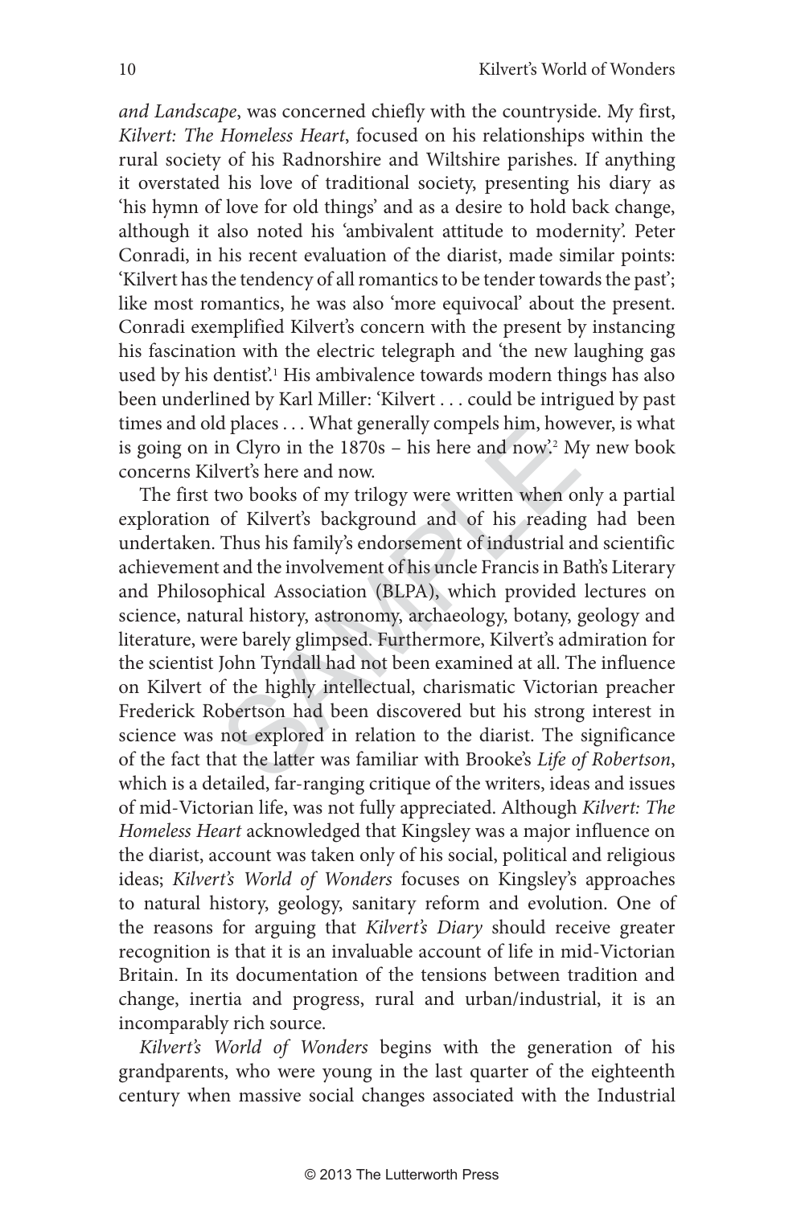*and Landscape*, was concerned chiefly with the countryside. My first, *Kilvert: The Homeless Heart*, focused on his relationships within the rural society of his Radnorshire and Wiltshire parishes. If anything it overstated his love of traditional society, presenting his diary as 'his hymn of love for old things' and as a desire to hold back change, although it also noted his 'ambivalent attitude to modernity'. Peter Conradi, in his recent evaluation of the diarist, made similar points: 'Kilvert has the tendency of all romantics to be tender towards the past'; like most romantics, he was also 'more equivocal' about the present. Conradi exemplified Kilvert's concern with the present by instancing his fascination with the electric telegraph and 'the new laughing gas used by his dentist'.[1] His ambivalence towards modern things has also been underlined by Karl Miller: 'Kilvert . . . could be intrigued by past times and old places . . . What generally compels him, however, is what is going on in Clyro in the 1870s – his here and now'.[2] My new book concerns Kilvert's here and now.

The first two books of my trilogy were written when only a partial exploration of Kilvert's background and of his reading had been undertaken. Thus his family's endorsement of industrial and scientific achievement and the involvement of his uncle Francis in Bath's Literary and Philosophical Association (BLPA), which provided lectures on science, natural history, astronomy, archaeology, botany, geology and literature, were barely glimpsed. Furthermore, Kilvert's admiration for the scientist John Tyndall had not been examined at all. The influence on Kilvert of the highly intellectual, charismatic Victorian preacher Frederick Robertson had been discovered but his strong interest in science was not explored in relation to the diarist. The significance of the fact that the latter was familiar with Brooke's *Life of Robertson*, which is a detailed, far-ranging critique of the writers, ideas and issues of mid-Victorian life, was not fully appreciated. Although *Kilvert: The Homeless Heart* acknowledged that Kingsley was a major influence on the diarist, account was taken only of his social, political and religious ideas; *Kilvert's World of Wonders* focuses on Kingsley's approaches to natural history, geology, sanitary reform and evolution. One of the reasons for arguing that *Kilvert's Diary* should receive greater recognition is that it is an invaluable account of life in mid-Victorian Britain. In its documentation of the tensions between tradition and change, inertia and progress, rural and urban/industrial, it is an incomparably rich source.

*Kilvert's World of Wonders* begins with the generation of his grandparents, who were young in the last quarter of the eighteenth century when massive social changes associated with the Industrial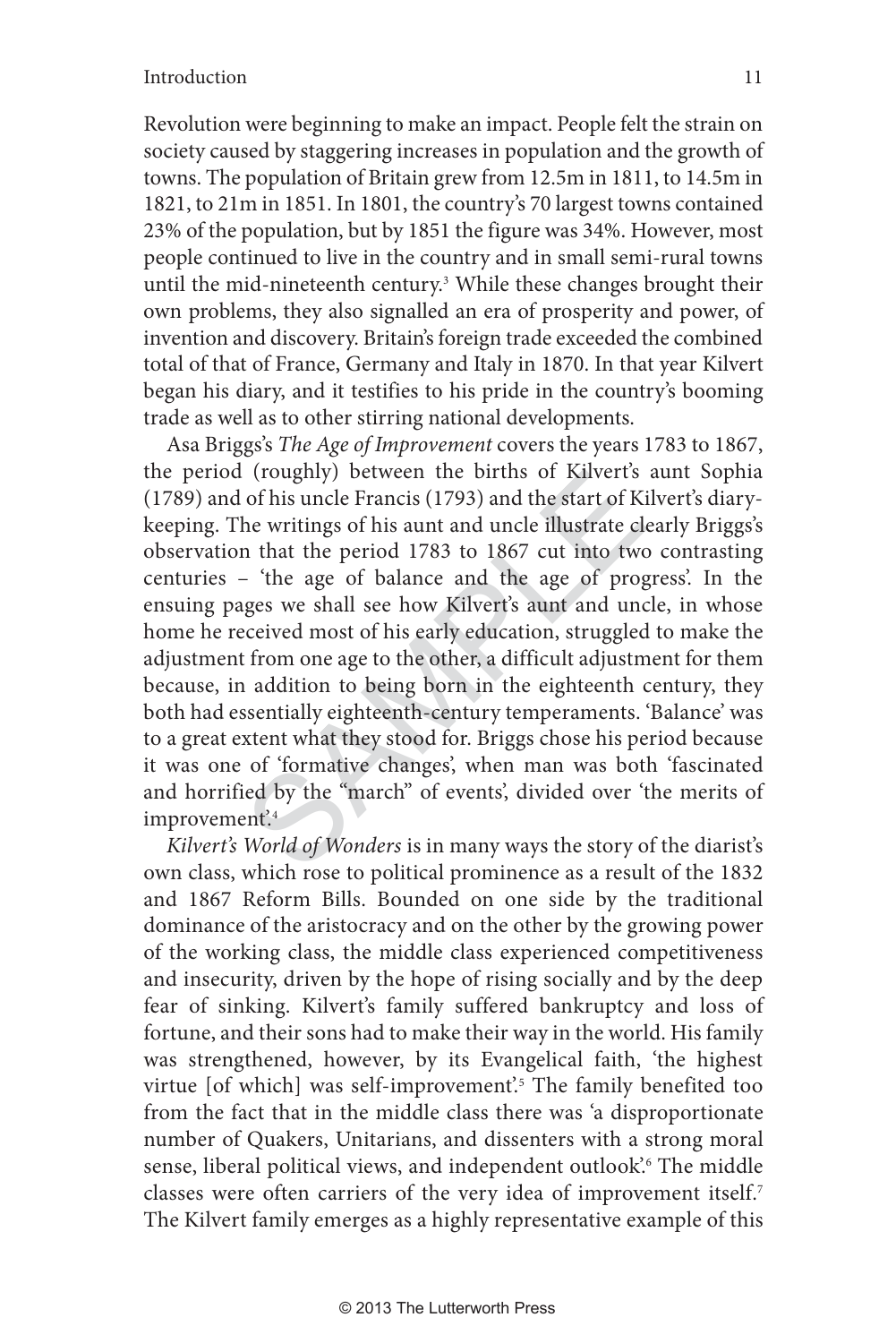Revolution were beginning to make an impact. People felt the strain on society caused by staggering increases in population and the growth of towns. The population of Britain grew from 12.5m in 1811, to 14.5m in 1821, to 21m in 1851. In 1801, the country's 70 largest towns contained 23% of the population, but by 1851 the figure was 34%. However, most people continued to live in the country and in small semi-rural towns until the mid-nineteenth century.[3] While these changes brought their own problems, they also signalled an era of prosperity and power, of invention and discovery. Britain's foreign trade exceeded the combined total of that of France, Germany and Italy in 1870. In that year Kilvert began his diary, and it testifies to his pride in the country's booming trade as well as to other stirring national developments.

Asa Briggs's *The Age of Improvement* covers the years 1783 to 1867, the period (roughly) between the births of Kilvert's aunt Sophia (1789) and of his uncle Francis (1793) and the start of Kilvert's diary-keeping. The writings of his aunt and uncle illustrate clearly Briggs's observation that the period 1783 to 1867 cut into two contrasting centuries – 'the age of balance and the age of progress'. In the ensuing pages we shall see how Kilvert's aunt and uncle, in whose home he received most of his early education, struggled to make the adjustment from one age to the other, a difficult adjustment for them because, in addition to being born in the eighteenth century, they both had essentially eighteenth-century temperaments. 'Balance' was to a great extent what they stood for. Briggs chose his period because it was one of 'formative changes', when man was both 'fascinated and horrified by the "march" of events', divided over 'the merits of improvement'.[4]

*Kilvert's World of Wonders* is in many ways the story of the diarist's own class, which rose to political prominence as a result of the 1832 and 1867 Reform Bills. Bounded on one side by the traditional dominance of the aristocracy and on the other by the growing power of the working class, the middle class experienced competitiveness and insecurity, driven by the hope of rising socially and by the deep fear of sinking. Kilvert's family suffered bankruptcy and loss of fortune, and their sons had to make their way in the world. His family was strengthened, however, by its Evangelical faith, 'the highest virtue [of which] was self-improvement'.[5] The family benefited too from the fact that in the middle class there was 'a disproportionate number of Quakers, Unitarians, and dissenters with a strong moral sense, liberal political views, and independent outlook'.[6] The middle classes were often carriers of the very idea of improvement itself.[7] The Kilvert family emerges as a highly representative example of this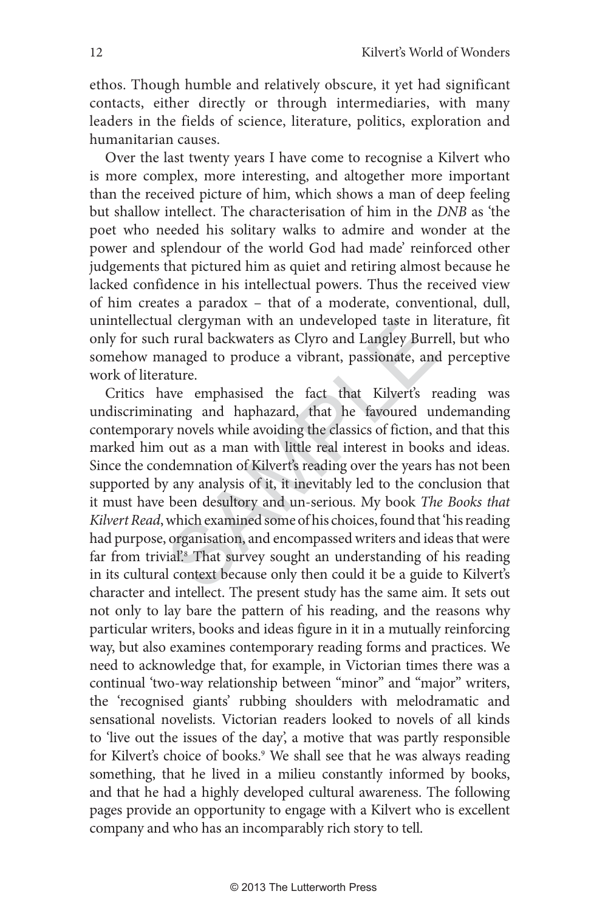ethos. Though humble and relatively obscure, it yet had significant contacts, either directly or through intermediaries, with many leaders in the fields of science, literature, politics, exploration and humanitarian causes.

Over the last twenty years I have come to recognise a Kilvert who is more complex, more interesting, and altogether more important than the received picture of him, which shows a man of deep feeling but shallow intellect. The characterisation of him in the *DNB* as 'the poet who needed his solitary walks to admire and wonder at the power and splendour of the world God had made' reinforced other judgements that pictured him as quiet and retiring almost because he lacked confidence in his intellectual powers. Thus the received view of him creates a paradox – that of a moderate, conventional, dull, unintellectual clergyman with an undeveloped taste in literature, fit only for such rural backwaters as Clyro and Langley Burrell, but who somehow managed to produce a vibrant, passionate, and perceptive work of literature.

Critics have emphasised the fact that Kilvert's reading was undiscriminating and haphazard, that he favoured undemanding contemporary novels while avoiding the classics of fiction, and that this marked him out as a man with little real interest in books and ideas. Since the condemnation of Kilvert's reading over the years has not been supported by any analysis of it, it inevitably led to the conclusion that it must have been desultory and un-serious. My book *The Books that Kilvert Read*, which examined some of his choices, found that 'his reading had purpose, organisation, and encompassed writers and ideas that were far from trivial'.[8] That survey sought an understanding of his reading in its cultural context because only then could it be a guide to Kilvert's character and intellect. The present study has the same aim. It sets out not only to lay bare the pattern of his reading, and the reasons why particular writers, books and ideas figure in it in a mutually reinforcing way, but also examines contemporary reading forms and practices. We need to acknowledge that, for example, in Victorian times there was a continual 'two-way relationship between "minor" and "major" writers, the 'recognised giants' rubbing shoulders with melodramatic and sensational novelists. Victorian readers looked to novels of all kinds to 'live out the issues of the day', a motive that was partly responsible for Kilvert's choice of books.[9] We shall see that he was always reading something, that he lived in a milieu constantly informed by books, and that he had a highly developed cultural awareness. The following pages provide an opportunity to engage with a Kilvert who is excellent company and who has an incomparably rich story to tell.